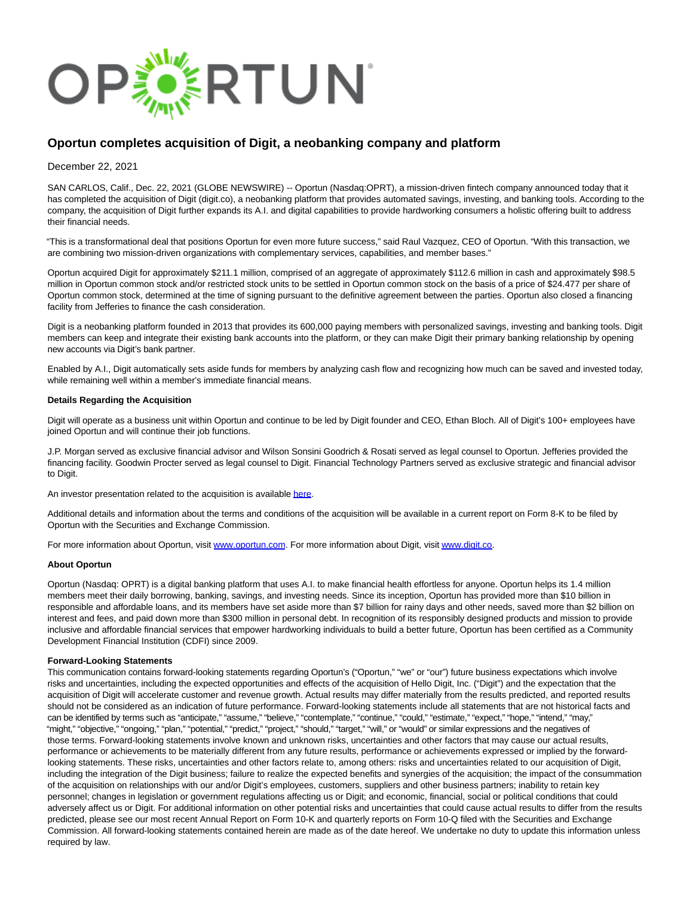# Oportun completes acquisition of Digit, a neobanking company and platform

December 22, 2021

SAN CARLOS, Calif., Dec. 22, 2021 (GLOBE NEWSWIRE) -- Oportun (Nasdaq:OPRT), a mission-driven fintech company announced today that it has completed the acquisition of Digit (digit.co), a neobanking platform that provides automated savings, investing, and banking tools. According to the company, the acquisition of Digit further expands its A.I. and digital capabilities to provide hardworking consumers a holistic offering built to address their financial needs.

"This is a transformational deal that positions Oportun for even more future success," said Raul Vazquez, CEO of Oportun. "With this transaction, we are combining two mission-driven organizations with complementary services, capabilities, and member bases."

Oportun acquired Digit for approximately $211.1 million, comprised of an aggregate of approximately $112.6 million in cash and approximately $98.5 million in Oportun common stock and/or restricted stock units to be settled in Oportun common stock on the basis of a price of $24.477 per share of Oportun common stock, determined at the time of signing pursuant to the definitive agreement between the parties. Oportun also closed a financing facility from Jefferies to finance the cash consideration.

Digit is a neobanking platform founded in 2013 that provides its 600,000 paying members with personalized savings, investing and banking tools. Digit members can keep and integrate their existing bank accounts into the platform, or they can make Digit their primary banking relationship by opening new accounts via Digit's bank partner.

Enabled by A.I., Digit automatically sets aside funds for members by analyzing cash flow and recognizing how much can be saved and invested today, while remaining well within a member's immediate financial means.

**Details Regarding the Acquisition**

Digit will operate as a business unit within Oportun and continue to be led by Digit founder and CEO, Ethan Bloch. All of Digit's 100+ employees have joined Oportun and will continue their job functions.

J.P. Morgan served as exclusive financial advisor and Wilson Sonsini Goodrich & Rosati served as legal counsel to Oportun. Jefferies provided the financing facility. Goodwin Procter served as legal counsel to Digit. Financial Technology Partners served as exclusive strategic and financial advisor to Digit.

An investor presentation related to the acquisition is available here.

Additional details and information about the terms and conditions of the acquisition will be available in a current report on Form 8-K to be filed by Oportun with the Securities and Exchange Commission.

For more information about Oportun, visit www.oportun.com. For more information about Digit, visit www.digit.co.

**About Oportun**

Oportun (Nasdaq: OPRT) is a digital banking platform that uses A.I. to make financial health effortless for anyone. Oportun helps its 1.4 million members meet their daily borrowing, banking, savings, and investing needs. Since its inception, Oportun has provided more than $10 billion in responsible and affordable loans, and its members have set aside more than $7 billion for rainy days and other needs, saved more than $2 billion on interest and fees, and paid down more than $300 million in personal debt. In recognition of its responsibly designed products and mission to provide inclusive and affordable financial services that empower hardworking individuals to build a better future, Oportun has been certified as a Community Development Financial Institution (CDFI) since 2009.

**Forward-Looking Statements**

This communication contains forward-looking statements regarding Oportun's ("Oportun," "we" or "our") future business expectations which involve risks and uncertainties, including the expected opportunities and effects of the acquisition of Hello Digit, Inc. ("Digit") and the expectation that the acquisition of Digit will accelerate customer and revenue growth. Actual results may differ materially from the results predicted, and reported results should not be considered as an indication of future performance. Forward-looking statements include all statements that are not historical facts and can be identified by terms such as "anticipate," "assume," "believe," "contemplate," "continue," "could," "estimate," "expect," "hope," "intend," "may," "might," "objective," "ongoing," "plan," "potential," "predict," "project," "should," "target," "will," or "would" or similar expressions and the negatives of those terms. Forward-looking statements involve known and unknown risks, uncertainties and other factors that may cause our actual results, performance or achievements to be materially different from any future results, performance or achievements expressed or implied by the forward-looking statements. These risks, uncertainties and other factors relate to, among others: risks and uncertainties related to our acquisition of Digit, including the integration of the Digit business; failure to realize the expected benefits and synergies of the acquisition; the impact of the consummation of the acquisition on relationships with our and/or Digit's employees, customers, suppliers and other business partners; inability to retain key personnel; changes in legislation or government regulations affecting us or Digit; and economic, financial, social or political conditions that could adversely affect us or Digit. For additional information on other potential risks and uncertainties that could cause actual results to differ from the results predicted, please see our most recent Annual Report on Form 10-K and quarterly reports on Form 10-Q filed with the Securities and Exchange Commission. All forward-looking statements contained herein are made as of the date hereof. We undertake no duty to update this information unless required by law.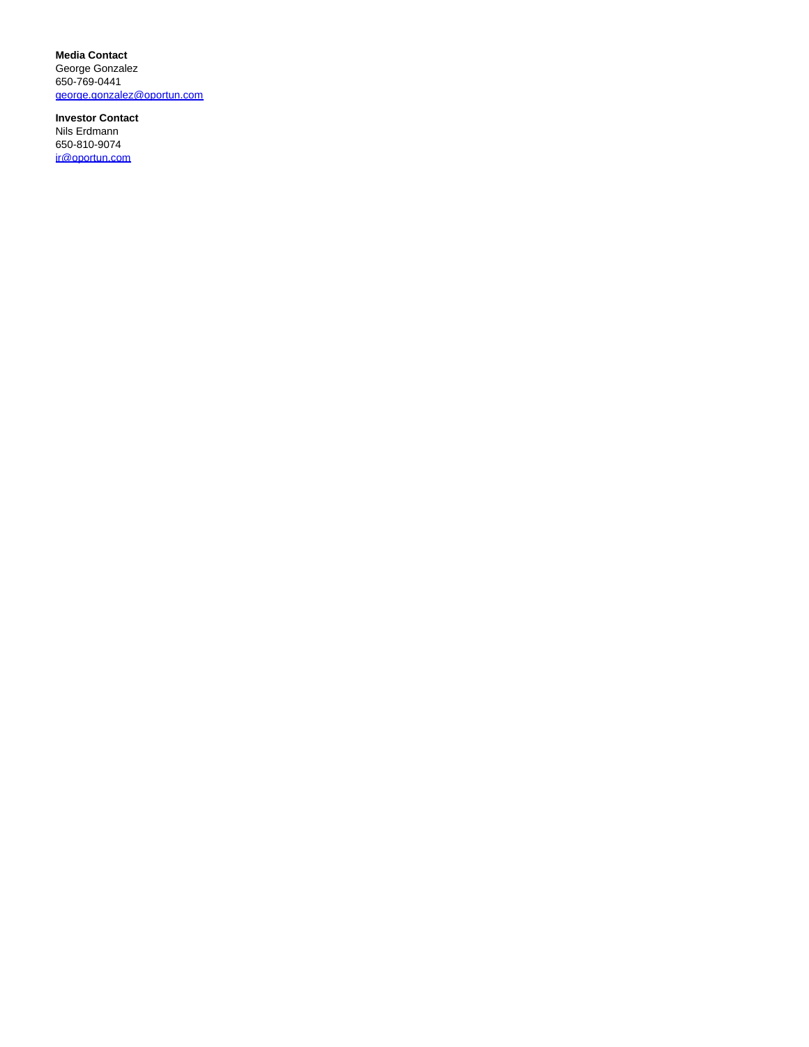**Media Contact**
George Gonzalez
650-769-0441
george.gonzalez@oportun.com

**Investor Contact**
Nils Erdmann
650-810-9074
ir@oportun.com